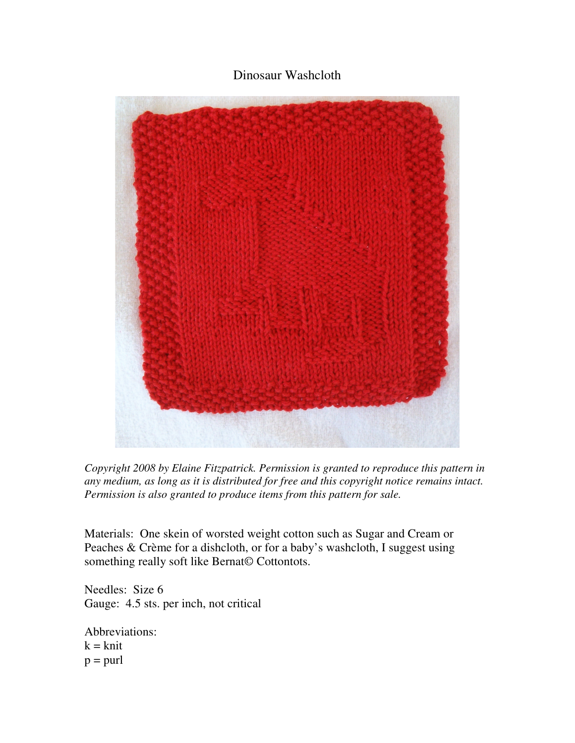# Dinosaur Washcloth

*Copyright 2008 by Elaine Fitzpatrick. Permission is granted to reproduce this pattern in any medium, as long as it is distributed for free and this copyright notice remains intact. Permission is also granted to produce items from this pattern for sale.*

Materials: One skein of worsted weight cotton such as Sugar and Cream or Peaches & Crème for a dishcloth, or for a baby's washcloth, I suggest using something really soft like Bernat© Cottontots.

Needles: Size 6
Gauge: 4.5 sts. per inch, not critical

Abbreviations:
k = knit
p = purl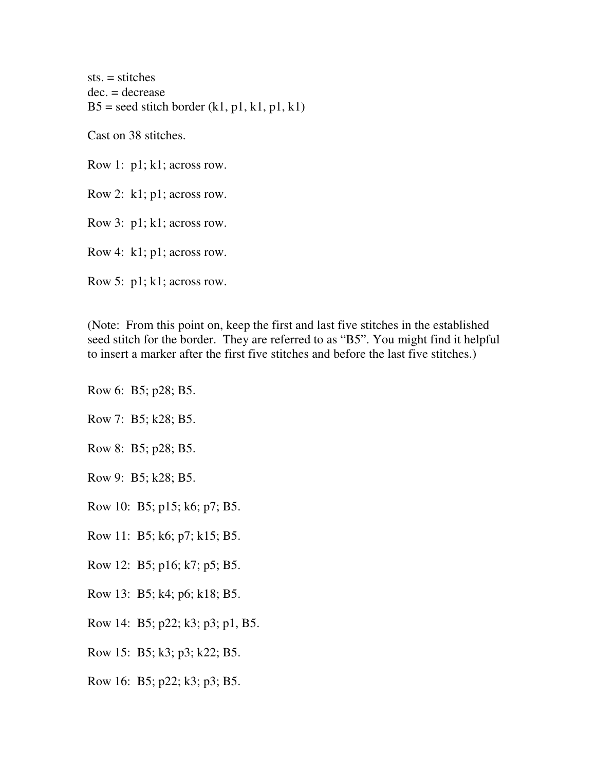sts. = stitches  
dec. = decrease  
B5 = seed stitch border (k1, p1, k1, p1, k1)

Cast on 38 stitches.

Row 1: p1; k1; across row.

Row 2: k1; p1; across row.

Row 3: p1; k1; across row.

Row 4: k1; p1; across row.

Row 5: p1; k1; across row.

(Note: From this point on, keep the first and last five stitches in the established seed stitch for the border. They are referred to as "B5". You might find it helpful to insert a marker after the first five stitches and before the last five stitches.)

Row 6: B5; p28; B5.

Row 7: B5; k28; B5.

Row 8: B5; p28; B5.

Row 9: B5; k28; B5.

Row 10: B5; p15; k6; p7; B5.

Row 11: B5; k6; p7; k15; B5.

Row 12: B5; p16; k7; p5; B5.

Row 13: B5; k4; p6; k18; B5.

Row 14: B5; p22; k3; p3; p1, B5.

Row 15: B5; k3; p3; k22; B5.

Row 16: B5; p22; k3; p3; B5.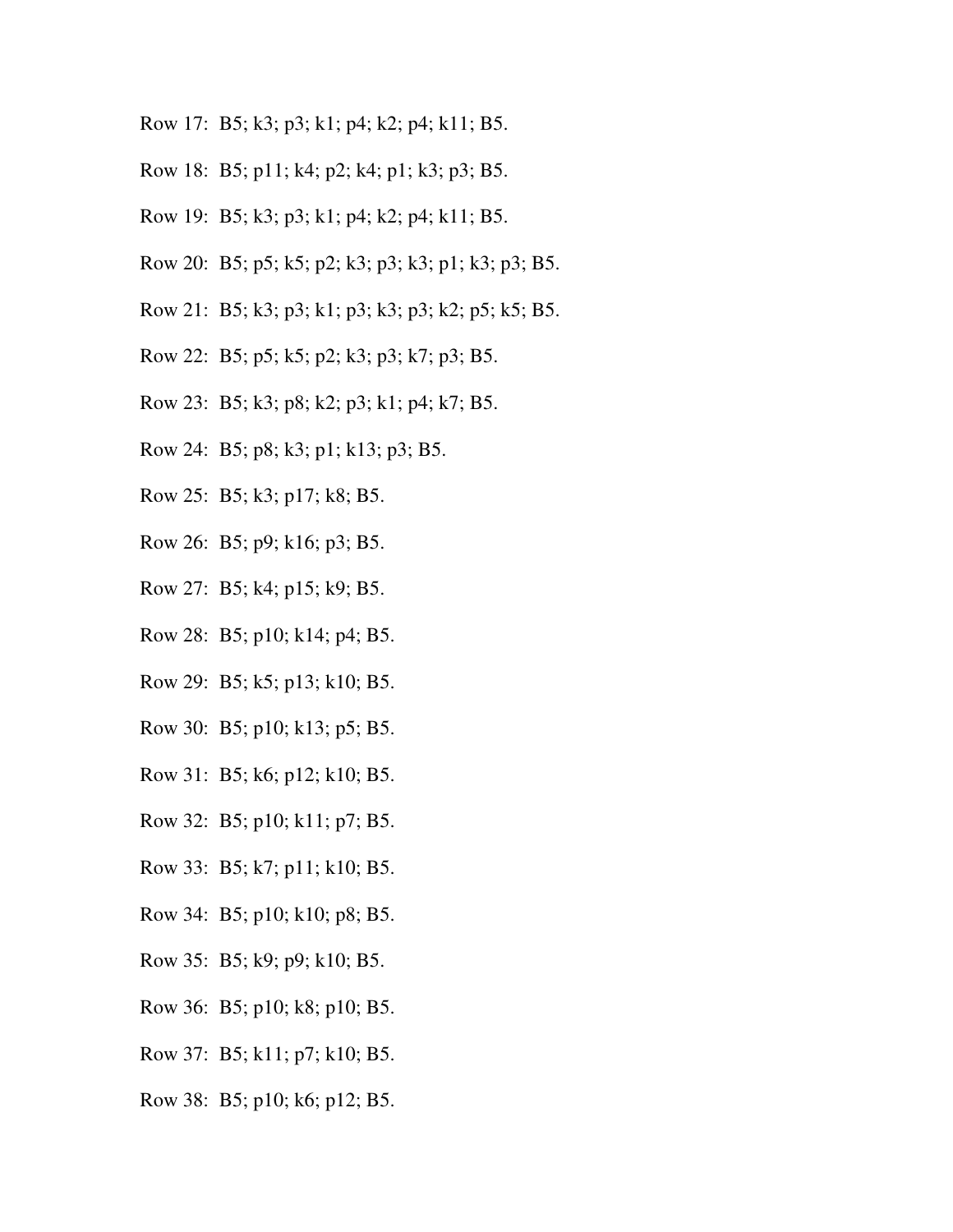Row 17:  B5; k3; p3; k1; p4; k2; p4; k11; B5.

Row 18:  B5; p11; k4; p2; k4; p1; k3; p3; B5.

Row 19:  B5; k3; p3; k1; p4; k2; p4; k11; B5.

Row 20:  B5; p5; k5; p2; k3; p3; k3; p1; k3; p3; B5.

Row 21:  B5; k3; p3; k1; p3; k3; p3; k2; p5; k5; B5.

Row 22:  B5; p5; k5; p2; k3; p3; k7; p3; B5.

Row 23:  B5; k3; p8; k2; p3; k1; p4; k7; B5.

Row 24:  B5; p8; k3; p1; k13; p3; B5.

Row 25:  B5; k3; p17; k8; B5.

Row 26:  B5; p9; k16; p3; B5.

Row 27:  B5; k4; p15; k9; B5.

Row 28:  B5; p10; k14; p4; B5.

Row 29:  B5; k5; p13; k10; B5.

Row 30:  B5; p10; k13; p5; B5.

Row 31:  B5; k6; p12; k10; B5.

Row 32:  B5; p10; k11; p7; B5.

Row 33:  B5; k7; p11; k10; B5.

Row 34:  B5; p10; k10; p8; B5.

Row 35:  B5; k9; p9; k10; B5.

Row 36:  B5; p10; k8; p10; B5.

Row 37:  B5; k11; p7; k10; B5.

Row 38:  B5; p10; k6; p12; B5.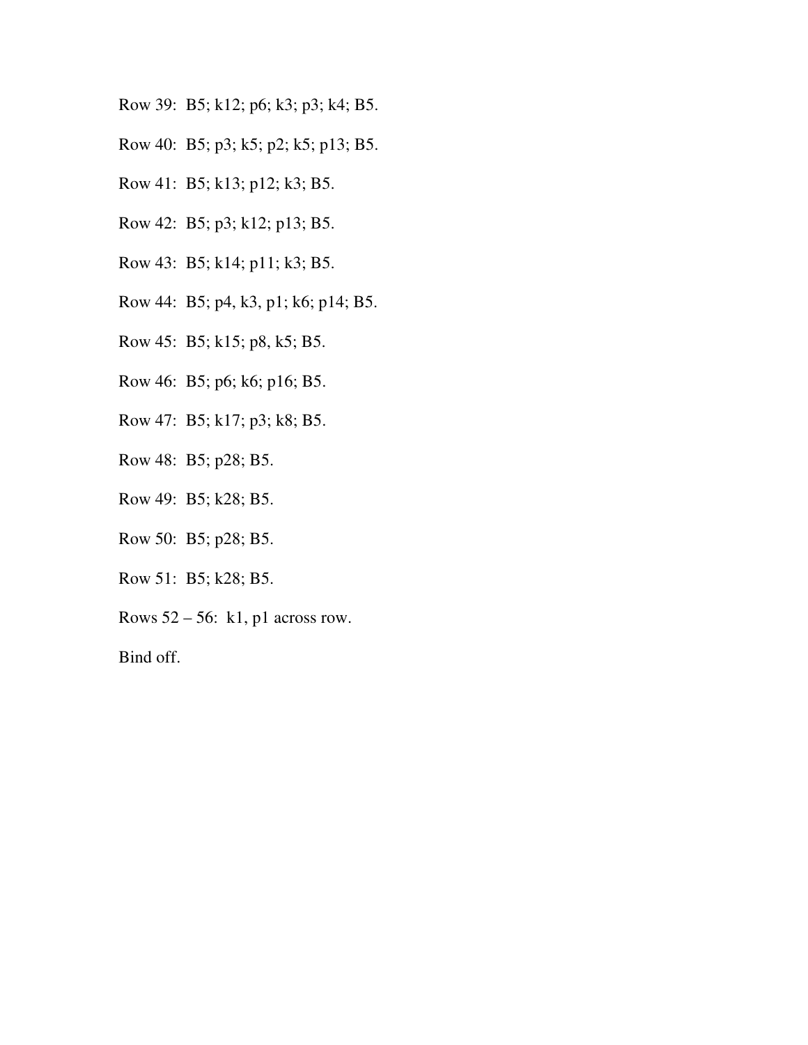Row 39: B5; k12; p6; k3; p3; k4; B5.

Row 40: B5; p3; k5; p2; k5; p13; B5.

Row 41: B5; k13; p12; k3; B5.

Row 42: B5; p3; k12; p13; B5.

Row 43: B5; k14; p11; k3; B5.

Row 44: B5; p4, k3, p1; k6; p14; B5.

Row 45: B5; k15; p8, k5; B5.

Row 46: B5; p6; k6; p16; B5.

Row 47: B5; k17; p3; k8; B5.

Row 48: B5; p28; B5.

Row 49: B5; k28; B5.

Row 50: B5; p28; B5.

Row 51: B5; k28; B5.

Rows 52 – 56: k1, p1 across row.

Bind off.